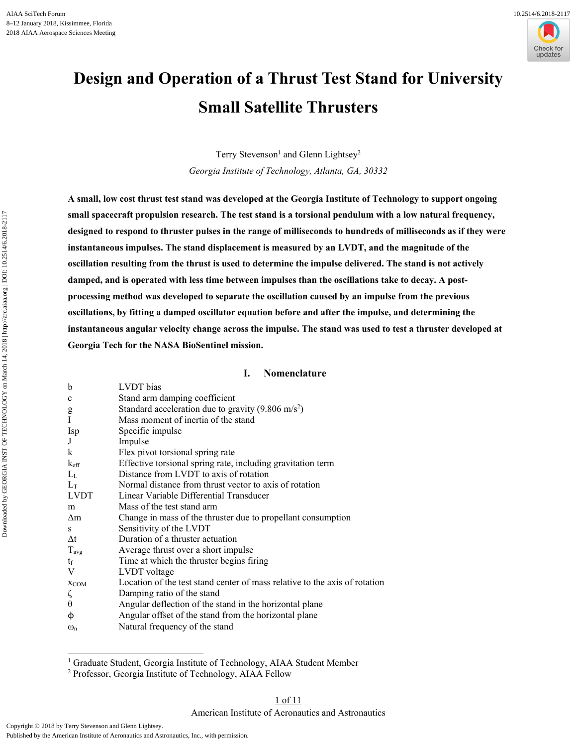# Design and Operation of a Thrust Test Stand for University Small Satellite Thrusters

Terry Stevenson[1] and Glenn Lightsey[2]

*Georgia Institute of Technology, Atlanta, GA, 30332*

**A small, low cost thrust test stand was developed at the Georgia Institute of Technology to support ongoing small spacecraft propulsion research. The test stand is a torsional pendulum with a low natural frequency, designed to respond to thruster pulses in the range of milliseconds to hundreds of milliseconds as if they were instantaneous impulses. The stand displacement is measured by an LVDT, and the magnitude of the oscillation resulting from the thrust is used to determine the impulse delivered. The stand is not actively damped, and is operated with less time between impulses than the oscillations take to decay. A post-processing method was developed to separate the oscillation caused by an impulse from the previous oscillations, by fitting a damped oscillator equation before and after the impulse, and determining the instantaneous angular velocity change across the impulse. The stand was used to test a thruster developed at Georgia Tech for the NASA BioSentinel mission.**

## I. Nomenclature

| | |
|---|---|
| $b$ | LVDT bias |
| $c$ | Stand arm damping coefficient |
| $g$ | Standard acceleration due to gravity (9.806 m/s$^2$) |
| $I$ | Mass moment of inertia of the stand |
| $Isp$ | Specific impulse |
| $J$ | Impulse |
| $k$ | Flex pivot torsional spring rate |
| $k_{eff}$ | Effective torsional spring rate, including gravitation term |
| $L_L$ | Distance from LVDT to axis of rotation |
| $L_T$ | Normal distance from thrust vector to axis of rotation |
| LVDT | Linear Variable Differential Transducer |
| $m$ | Mass of the test stand arm |
| $\Delta m$ | Change in mass of the thruster due to propellant consumption |
| $s$ | Sensitivity of the LVDT |
| $\Delta t$ | Duration of a thruster actuation |
| $T_{avg}$ | Average thrust over a short impulse |
| $t_f$ | Time at which the thruster begins firing |
| $V$ | LVDT voltage |
| $x_{COM}$ | Location of the test stand center of mass relative to the axis of rotation |
| $\zeta$ | Damping ratio of the stand |
| $\theta$ | Angular deflection of the stand in the horizontal plane |
| $\phi$ | Angular offset of the stand from the horizontal plane |
| $\omega_n$ | Natural frequency of the stand |

[1] Graduate Student, Georgia Institute of Technology, AIAA Student Member

[2] Professor, Georgia Institute of Technology, AIAA Fellow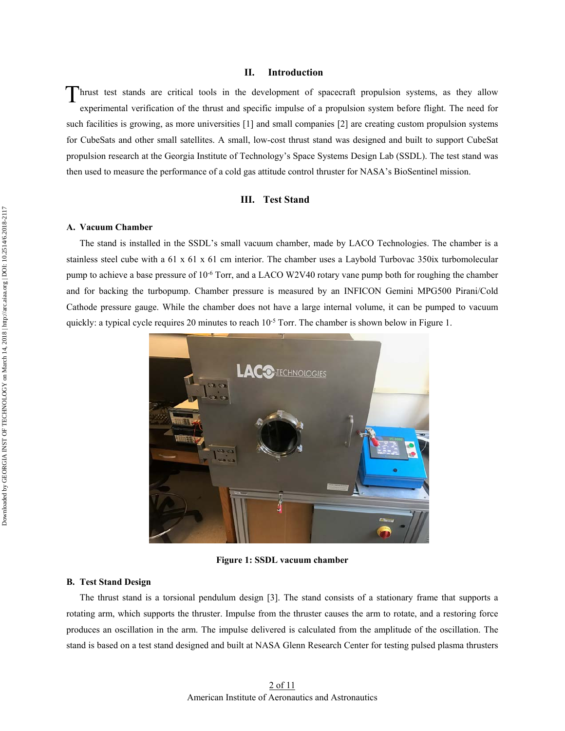## II. Introduction

Thrust test stands are critical tools in the development of spacecraft propulsion systems, as they allow experimental verification of the thrust and specific impulse of a propulsion system before flight. The need for such facilities is growing, as more universities [1] and small companies [2] are creating custom propulsion systems for CubeSats and other small satellites. A small, low-cost thrust stand was designed and built to support CubeSat propulsion research at the Georgia Institute of Technology's Space Systems Design Lab (SSDL). The test stand was then used to measure the performance of a cold gas attitude control thruster for NASA's BioSentinel mission.

## III. Test Stand

### A. Vacuum Chamber

The stand is installed in the SSDL's small vacuum chamber, made by LACO Technologies. The chamber is a stainless steel cube with a 61 x 61 x 61 cm interior. The chamber uses a Laybold Turbovac 350ix turbomolecular pump to achieve a base pressure of $10^{-6}$ Torr, and a LACO W2V40 rotary vane pump both for roughing the chamber and for backing the turbopump. Chamber pressure is measured by an INFICON Gemini MPG500 Pirani/Cold Cathode pressure gauge. While the chamber does not have a large internal volume, it can be pumped to vacuum quickly: a typical cycle requires 20 minutes to reach $10^{-5}$ Torr. The chamber is shown below in Figure 1.

**Figure 1: SSDL vacuum chamber**

### B. Test Stand Design

The thrust stand is a torsional pendulum design [3]. The stand consists of a stationary frame that supports a rotating arm, which supports the thruster. Impulse from the thruster causes the arm to rotate, and a restoring force produces an oscillation in the arm. The impulse delivered is calculated from the amplitude of the oscillation. The stand is based on a test stand designed and built at NASA Glenn Research Center for testing pulsed plasma thrusters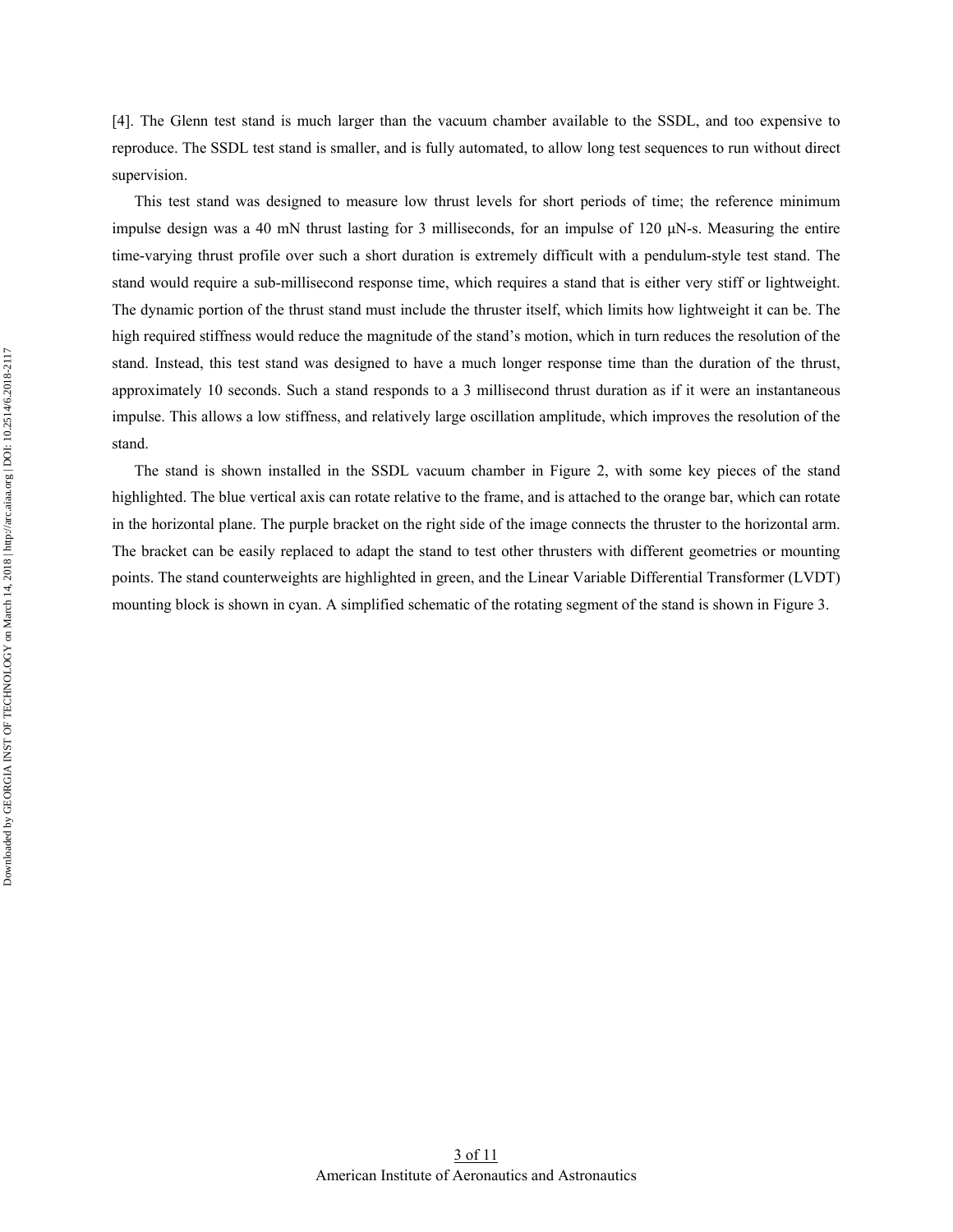[4]. The Glenn test stand is much larger than the vacuum chamber available to the SSDL, and too expensive to reproduce. The SSDL test stand is smaller, and is fully automated, to allow long test sequences to run without direct supervision.

This test stand was designed to measure low thrust levels for short periods of time; the reference minimum impulse design was a 40 mN thrust lasting for 3 milliseconds, for an impulse of 120 μN-s. Measuring the entire time-varying thrust profile over such a short duration is extremely difficult with a pendulum-style test stand. The stand would require a sub-millisecond response time, which requires a stand that is either very stiff or lightweight. The dynamic portion of the thrust stand must include the thruster itself, which limits how lightweight it can be. The high required stiffness would reduce the magnitude of the stand's motion, which in turn reduces the resolution of the stand. Instead, this test stand was designed to have a much longer response time than the duration of the thrust, approximately 10 seconds. Such a stand responds to a 3 millisecond thrust duration as if it were an instantaneous impulse. This allows a low stiffness, and relatively large oscillation amplitude, which improves the resolution of the stand.

The stand is shown installed in the SSDL vacuum chamber in Figure 2, with some key pieces of the stand highlighted. The blue vertical axis can rotate relative to the frame, and is attached to the orange bar, which can rotate in the horizontal plane. The purple bracket on the right side of the image connects the thruster to the horizontal arm. The bracket can be easily replaced to adapt the stand to test other thrusters with different geometries or mounting points. The stand counterweights are highlighted in green, and the Linear Variable Differential Transformer (LVDT) mounting block is shown in cyan. A simplified schematic of the rotating segment of the stand is shown in Figure 3.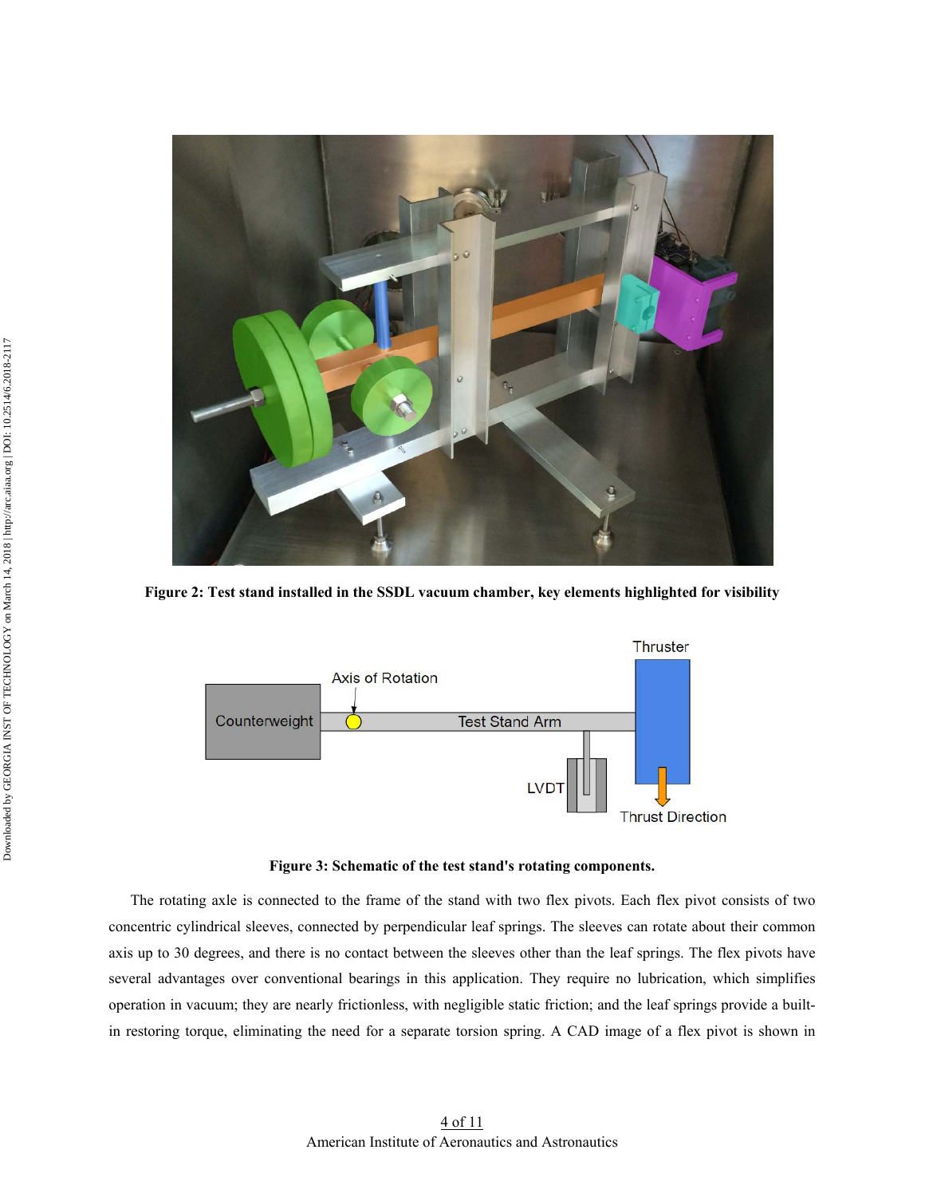**Figure 2: Test stand installed in the SSDL vacuum chamber, key elements highlighted for visibility**

**Figure 3: Schematic of the test stand's rotating components.**

The rotating axle is connected to the frame of the stand with two flex pivots. Each flex pivot consists of two concentric cylindrical sleeves, connected by perpendicular leaf springs. The sleeves can rotate about their common axis up to 30 degrees, and there is no contact between the sleeves other than the leaf springs. The flex pivots have several advantages over conventional bearings in this application. They require no lubrication, which simplifies operation in vacuum; they are nearly frictionless, with negligible static friction; and the leaf springs provide a built-in restoring torque, eliminating the need for a separate torsion spring. A CAD image of a flex pivot is shown in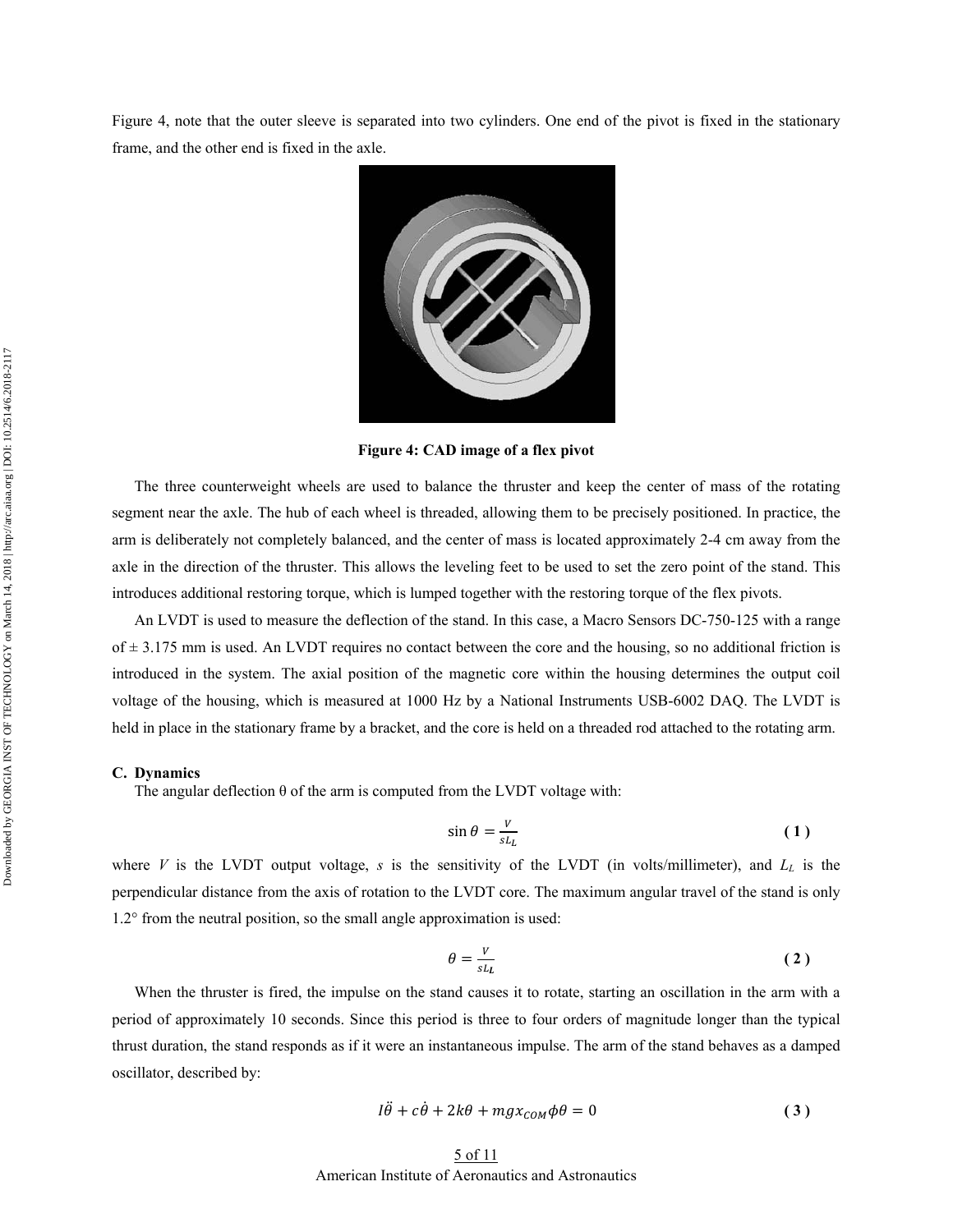Figure 4, note that the outer sleeve is separated into two cylinders. One end of the pivot is fixed in the stationary frame, and the other end is fixed in the axle.

**Figure 4: CAD image of a flex pivot**

The three counterweight wheels are used to balance the thruster and keep the center of mass of the rotating segment near the axle. The hub of each wheel is threaded, allowing them to be precisely positioned. In practice, the arm is deliberately not completely balanced, and the center of mass is located approximately 2-4 cm away from the axle in the direction of the thruster. This allows the leveling feet to be used to set the zero point of the stand. This introduces additional restoring torque, which is lumped together with the restoring torque of the flex pivots.

An LVDT is used to measure the deflection of the stand. In this case, a Macro Sensors DC-750-125 with a range of ± 3.175 mm is used. An LVDT requires no contact between the core and the housing, so no additional friction is introduced in the system. The axial position of the magnetic core within the housing determines the output coil voltage of the housing, which is measured at 1000 Hz by a National Instruments USB-6002 DAQ. The LVDT is held in place in the stationary frame by a bracket, and the core is held on a threaded rod attached to the rotating arm.

### C. Dynamics

The angular deflection θ of the arm is computed from the LVDT voltage with:

$$\sin\theta = \frac{V}{sL_L} \tag{1}$$

where $V$ is the LVDT output voltage, $s$ is the sensitivity of the LVDT (in volts/millimeter), and $L_L$ is the perpendicular distance from the axis of rotation to the LVDT core. The maximum angular travel of the stand is only 1.2° from the neutral position, so the small angle approximation is used:

$$\theta = \frac{V}{sL_L} \tag{2}$$

When the thruster is fired, the impulse on the stand causes it to rotate, starting an oscillation in the arm with a period of approximately 10 seconds. Since this period is three to four orders of magnitude longer than the typical thrust duration, the stand responds as if it were an instantaneous impulse. The arm of the stand behaves as a damped oscillator, described by:

$$I\ddot{\theta} + c\dot{\theta} + 2k\theta + mgx_{COM}\phi\theta = 0 \tag{3}$$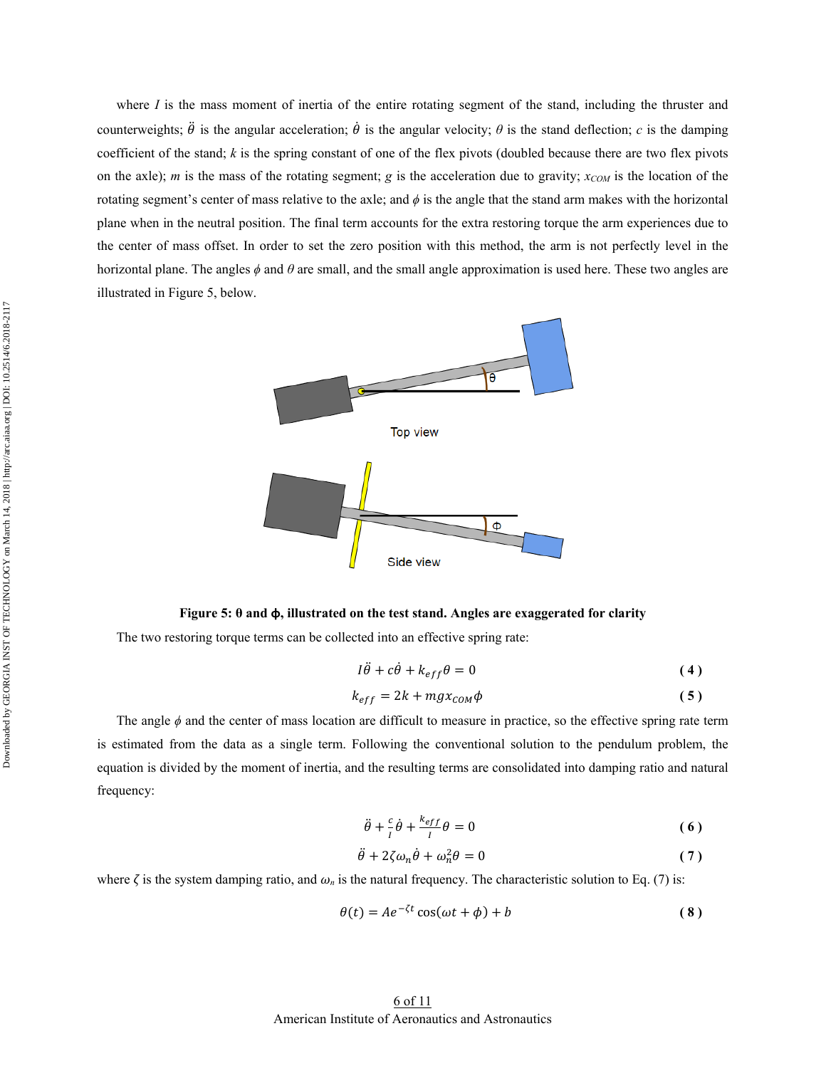where $I$ is the mass moment of inertia of the entire rotating segment of the stand, including the thruster and counterweights; $\ddot{\theta}$ is the angular acceleration; $\dot{\theta}$ is the angular velocity; $\theta$ is the stand deflection; $c$ is the damping coefficient of the stand; $k$ is the spring constant of one of the flex pivots (doubled because there are two flex pivots on the axle); $m$ is the mass of the rotating segment; $g$ is the acceleration due to gravity; $x_{COM}$ is the location of the rotating segment's center of mass relative to the axle; and $\phi$ is the angle that the stand arm makes with the horizontal plane when in the neutral position. The final term accounts for the extra restoring torque the arm experiences due to the center of mass offset. In order to set the zero position with this method, the arm is not perfectly level in the horizontal plane. The angles $\phi$ and $\theta$ are small, and the small angle approximation is used here. These two angles are illustrated in Figure 5, below.

**Figure 5: θ and ϕ, illustrated on the test stand. Angles are exaggerated for clarity**

The two restoring torque terms can be collected into an effective spring rate:

$$I\ddot{\theta} + c\dot{\theta} + k_{eff}\theta = 0 \quad (4)$$

$$k_{eff} = 2k + mgx_{COM}\phi \quad (5)$$

The angle $\phi$ and the center of mass location are difficult to measure in practice, so the effective spring rate term is estimated from the data as a single term. Following the conventional solution to the pendulum problem, the equation is divided by the moment of inertia, and the resulting terms are consolidated into damping ratio and natural frequency:

$$\ddot{\theta} + \frac{c}{I}\dot{\theta} + \frac{k_{eff}}{I}\theta = 0 \quad (6)$$

$$\ddot{\theta} + 2\zeta\omega_n\dot{\theta} + \omega_n^2\theta = 0 \quad (7)$$

where $\zeta$ is the system damping ratio, and $\omega_n$ is the natural frequency. The characteristic solution to Eq. (7) is:

$$\theta(t) = Ae^{-\zeta t}\cos(\omega t + \phi) + b \quad (8)$$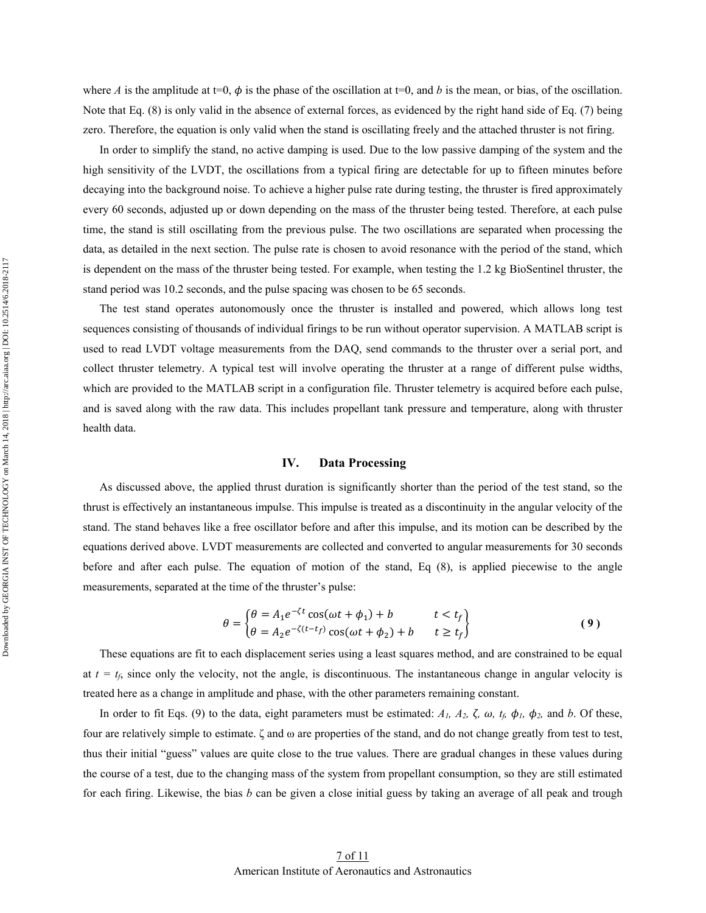where $A$ is the amplitude at t=0, $\phi$ is the phase of the oscillation at t=0, and $b$ is the mean, or bias, of the oscillation. Note that Eq. (8) is only valid in the absence of external forces, as evidenced by the right hand side of Eq. (7) being zero. Therefore, the equation is only valid when the stand is oscillating freely and the attached thruster is not firing.

In order to simplify the stand, no active damping is used. Due to the low passive damping of the system and the high sensitivity of the LVDT, the oscillations from a typical firing are detectable for up to fifteen minutes before decaying into the background noise. To achieve a higher pulse rate during testing, the thruster is fired approximately every 60 seconds, adjusted up or down depending on the mass of the thruster being tested. Therefore, at each pulse time, the stand is still oscillating from the previous pulse. The two oscillations are separated when processing the data, as detailed in the next section. The pulse rate is chosen to avoid resonance with the period of the stand, which is dependent on the mass of the thruster being tested. For example, when testing the 1.2 kg BioSentinel thruster, the stand period was 10.2 seconds, and the pulse spacing was chosen to be 65 seconds.

The test stand operates autonomously once the thruster is installed and powered, which allows long test sequences consisting of thousands of individual firings to be run without operator supervision. A MATLAB script is used to read LVDT voltage measurements from the DAQ, send commands to the thruster over a serial port, and collect thruster telemetry. A typical test will involve operating the thruster at a range of different pulse widths, which are provided to the MATLAB script in a configuration file. Thruster telemetry is acquired before each pulse, and is saved along with the raw data. This includes propellant tank pressure and temperature, along with thruster health data.

## IV. Data Processing

As discussed above, the applied thrust duration is significantly shorter than the period of the test stand, so the thrust is effectively an instantaneous impulse. This impulse is treated as a discontinuity in the angular velocity of the stand. The stand behaves like a free oscillator before and after this impulse, and its motion can be described by the equations derived above. LVDT measurements are collected and converted to angular measurements for 30 seconds before and after each pulse. The equation of motion of the stand, Eq (8), is applied piecewise to the angle measurements, separated at the time of the thruster's pulse:

$$\theta = \begin{cases} \theta = A_1 e^{-\zeta t} \cos(\omega t + \phi_1) + b & t < t_f \\ \theta = A_2 e^{-\zeta (t - t_f)} \cos(\omega t + \phi_2) + b & t \geq t_f \end{cases} \tag{9}$$

These equations are fit to each displacement series using a least squares method, and are constrained to be equal at $t = t_f$, since only the velocity, not the angle, is discontinuous. The instantaneous change in angular velocity is treated here as a change in amplitude and phase, with the other parameters remaining constant.

In order to fit Eqs. (9) to the data, eight parameters must be estimated: $A_1$, $A_2$, $\zeta$, $\omega$, $t_f$, $\phi_1$, $\phi_2$, and $b$. Of these, four are relatively simple to estimate. $\zeta$ and $\omega$ are properties of the stand, and do not change greatly from test to test, thus their initial "guess" values are quite close to the true values. There are gradual changes in these values during the course of a test, due to the changing mass of the system from propellant consumption, so they are still estimated for each firing. Likewise, the bias $b$ can be given a close initial guess by taking an average of all peak and trough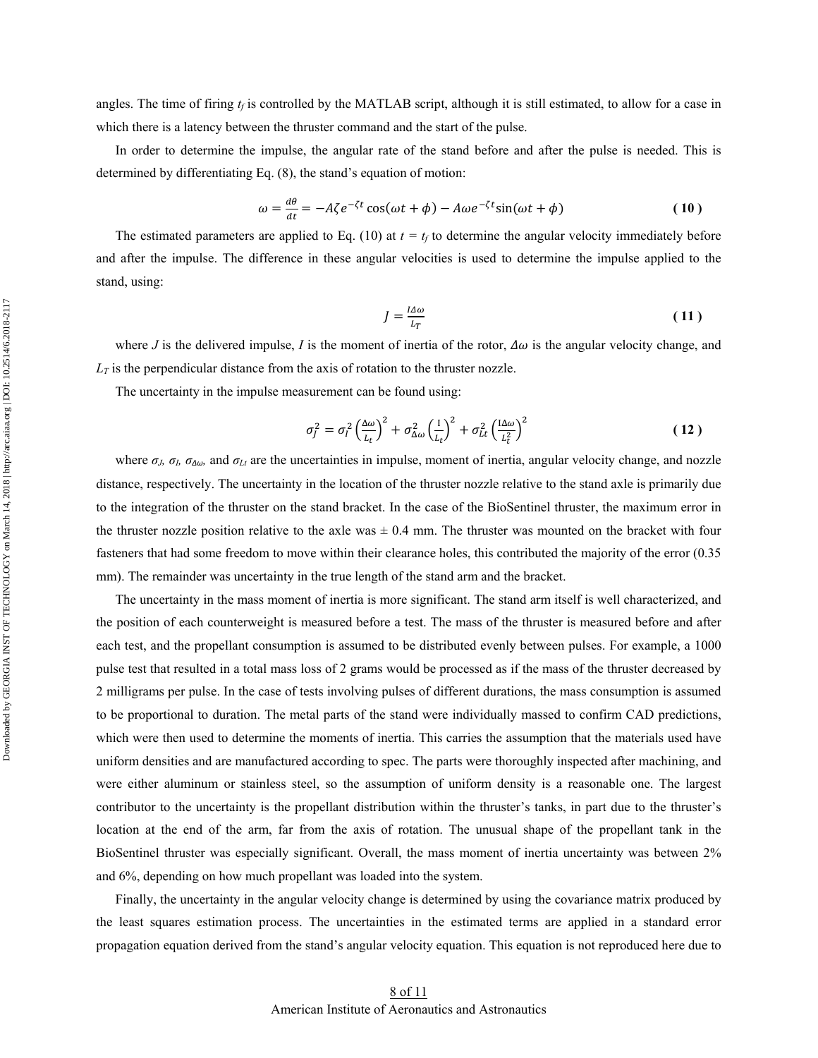angles. The time of firing $t_f$ is controlled by the MATLAB script, although it is still estimated, to allow for a case in which there is a latency between the thruster command and the start of the pulse.

In order to determine the impulse, the angular rate of the stand before and after the pulse is needed. This is determined by differentiating Eq. (8), the stand's equation of motion:

$$\omega = \frac{d\theta}{dt} = -A\zeta e^{-\zeta t}\cos(\omega t + \phi) - A\omega e^{-\zeta t}\sin(\omega t + \phi) \tag{10}$$

The estimated parameters are applied to Eq. (10) at $t = t_f$ to determine the angular velocity immediately before and after the impulse. The difference in these angular velocities is used to determine the impulse applied to the stand, using:

$$J = \frac{I\Delta\omega}{L_T} \tag{11}$$

where $J$ is the delivered impulse, $I$ is the moment of inertia of the rotor, $\Delta\omega$ is the angular velocity change, and $L_T$ is the perpendicular distance from the axis of rotation to the thruster nozzle.

The uncertainty in the impulse measurement can be found using:

$$\sigma_J^2 = \sigma_I^2\left(\frac{\Delta\omega}{L_t}\right)^2 + \sigma_{\Delta\omega}^2\left(\frac{I}{L_t}\right)^2 + \sigma_{Lt}^2\left(\frac{I\Delta\omega}{L_t^2}\right)^2 \tag{12}$$

where $\sigma_J$, $\sigma_I$, $\sigma_{\Delta\omega}$, and $\sigma_{Lt}$ are the uncertainties in impulse, moment of inertia, angular velocity change, and nozzle distance, respectively. The uncertainty in the location of the thruster nozzle relative to the stand axle is primarily due to the integration of the thruster on the stand bracket. In the case of the BioSentinel thruster, the maximum error in the thruster nozzle position relative to the axle was ± 0.4 mm. The thruster was mounted on the bracket with four fasteners that had some freedom to move within their clearance holes, this contributed the majority of the error (0.35 mm). The remainder was uncertainty in the true length of the stand arm and the bracket.

The uncertainty in the mass moment of inertia is more significant. The stand arm itself is well characterized, and the position of each counterweight is measured before a test. The mass of the thruster is measured before and after each test, and the propellant consumption is assumed to be distributed evenly between pulses. For example, a 1000 pulse test that resulted in a total mass loss of 2 grams would be processed as if the mass of the thruster decreased by 2 milligrams per pulse. In the case of tests involving pulses of different durations, the mass consumption is assumed to be proportional to duration. The metal parts of the stand were individually massed to confirm CAD predictions, which were then used to determine the moments of inertia. This carries the assumption that the materials used have uniform densities and are manufactured according to spec. The parts were thoroughly inspected after machining, and were either aluminum or stainless steel, so the assumption of uniform density is a reasonable one. The largest contributor to the uncertainty is the propellant distribution within the thruster's tanks, in part due to the thruster's location at the end of the arm, far from the axis of rotation. The unusual shape of the propellant tank in the BioSentinel thruster was especially significant. Overall, the mass moment of inertia uncertainty was between 2% and 6%, depending on how much propellant was loaded into the system.

Finally, the uncertainty in the angular velocity change is determined by using the covariance matrix produced by the least squares estimation process. The uncertainties in the estimated terms are applied in a standard error propagation equation derived from the stand's angular velocity equation. This equation is not reproduced here due to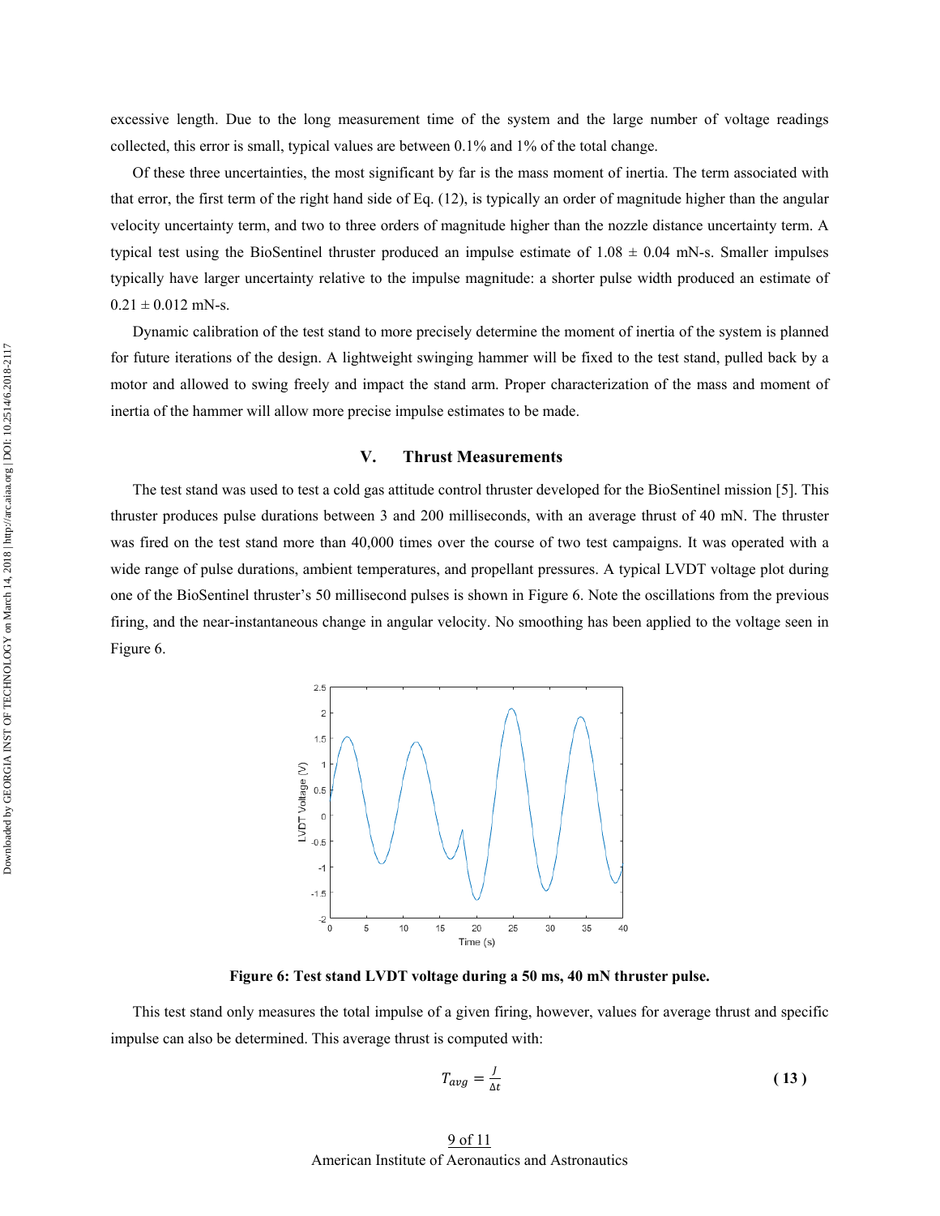excessive length. Due to the long measurement time of the system and the large number of voltage readings collected, this error is small, typical values are between 0.1% and 1% of the total change.

Of these three uncertainties, the most significant by far is the mass moment of inertia. The term associated with that error, the first term of the right hand side of Eq. (12), is typically an order of magnitude higher than the angular velocity uncertainty term, and two to three orders of magnitude higher than the nozzle distance uncertainty term. A typical test using the BioSentinel thruster produced an impulse estimate of 1.08 ± 0.04 mN-s. Smaller impulses typically have larger uncertainty relative to the impulse magnitude: a shorter pulse width produced an estimate of 0.21 ± 0.012 mN-s.

Dynamic calibration of the test stand to more precisely determine the moment of inertia of the system is planned for future iterations of the design. A lightweight swinging hammer will be fixed to the test stand, pulled back by a motor and allowed to swing freely and impact the stand arm. Proper characterization of the mass and moment of inertia of the hammer will allow more precise impulse estimates to be made.

## V. Thrust Measurements

The test stand was used to test a cold gas attitude control thruster developed for the BioSentinel mission [5]. This thruster produces pulse durations between 3 and 200 milliseconds, with an average thrust of 40 mN. The thruster was fired on the test stand more than 40,000 times over the course of two test campaigns. It was operated with a wide range of pulse durations, ambient temperatures, and propellant pressures. A typical LVDT voltage plot during one of the BioSentinel thruster's 50 millisecond pulses is shown in Figure 6. Note the oscillations from the previous firing, and the near-instantaneous change in angular velocity. No smoothing has been applied to the voltage seen in Figure 6.

**Figure 6: Test stand LVDT voltage during a 50 ms, 40 mN thruster pulse.**

This test stand only measures the total impulse of a given firing, however, values for average thrust and specific impulse can also be determined. This average thrust is computed with:

$$T_{avg} = \frac{J}{\Delta t} \tag{13}$$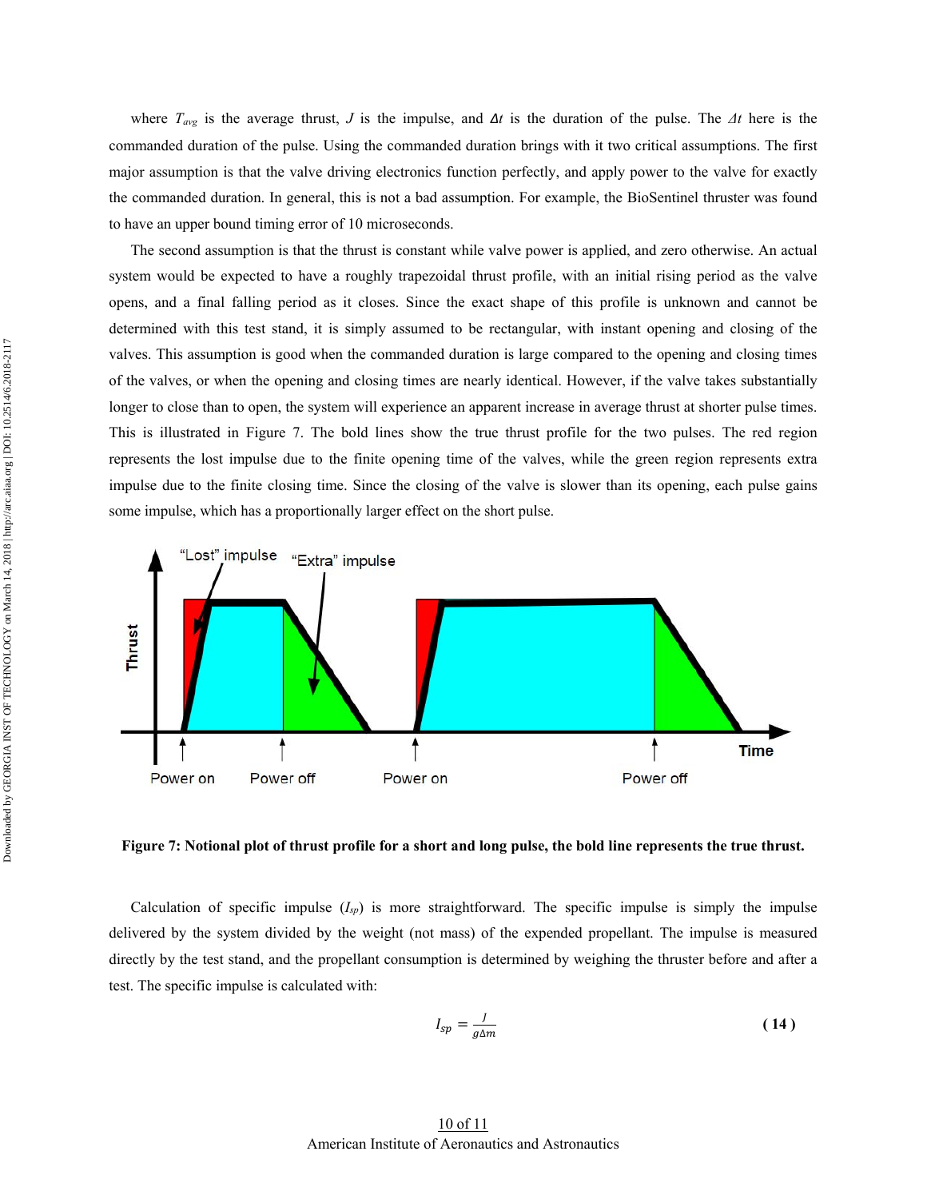where $T_{avg}$ is the average thrust, $J$ is the impulse, and $\Delta t$ is the duration of the pulse. The $\Delta t$ here is the commanded duration of the pulse. Using the commanded duration brings with it two critical assumptions. The first major assumption is that the valve driving electronics function perfectly, and apply power to the valve for exactly the commanded duration. In general, this is not a bad assumption. For example, the BioSentinel thruster was found to have an upper bound timing error of 10 microseconds.

The second assumption is that the thrust is constant while valve power is applied, and zero otherwise. An actual system would be expected to have a roughly trapezoidal thrust profile, with an initial rising period as the valve opens, and a final falling period as it closes. Since the exact shape of this profile is unknown and cannot be determined with this test stand, it is simply assumed to be rectangular, with instant opening and closing of the valves. This assumption is good when the commanded duration is large compared to the opening and closing times of the valves, or when the opening and closing times are nearly identical. However, if the valve takes substantially longer to close than to open, the system will experience an apparent increase in average thrust at shorter pulse times. This is illustrated in Figure 7. The bold lines show the true thrust profile for the two pulses. The red region represents the lost impulse due to the finite opening time of the valves, while the green region represents extra impulse due to the finite closing time. Since the closing of the valve is slower than its opening, each pulse gains some impulse, which has a proportionally larger effect on the short pulse.

**Figure 7: Notional plot of thrust profile for a short and long pulse, the bold line represents the true thrust.**

Calculation of specific impulse ($I_{sp}$) is more straightforward. The specific impulse is simply the impulse delivered by the system divided by the weight (not mass) of the expended propellant. The impulse is measured directly by the test stand, and the propellant consumption is determined by weighing the thruster before and after a test. The specific impulse is calculated with:

$$I_{sp} = \frac{J}{g\Delta m} \tag{14}$$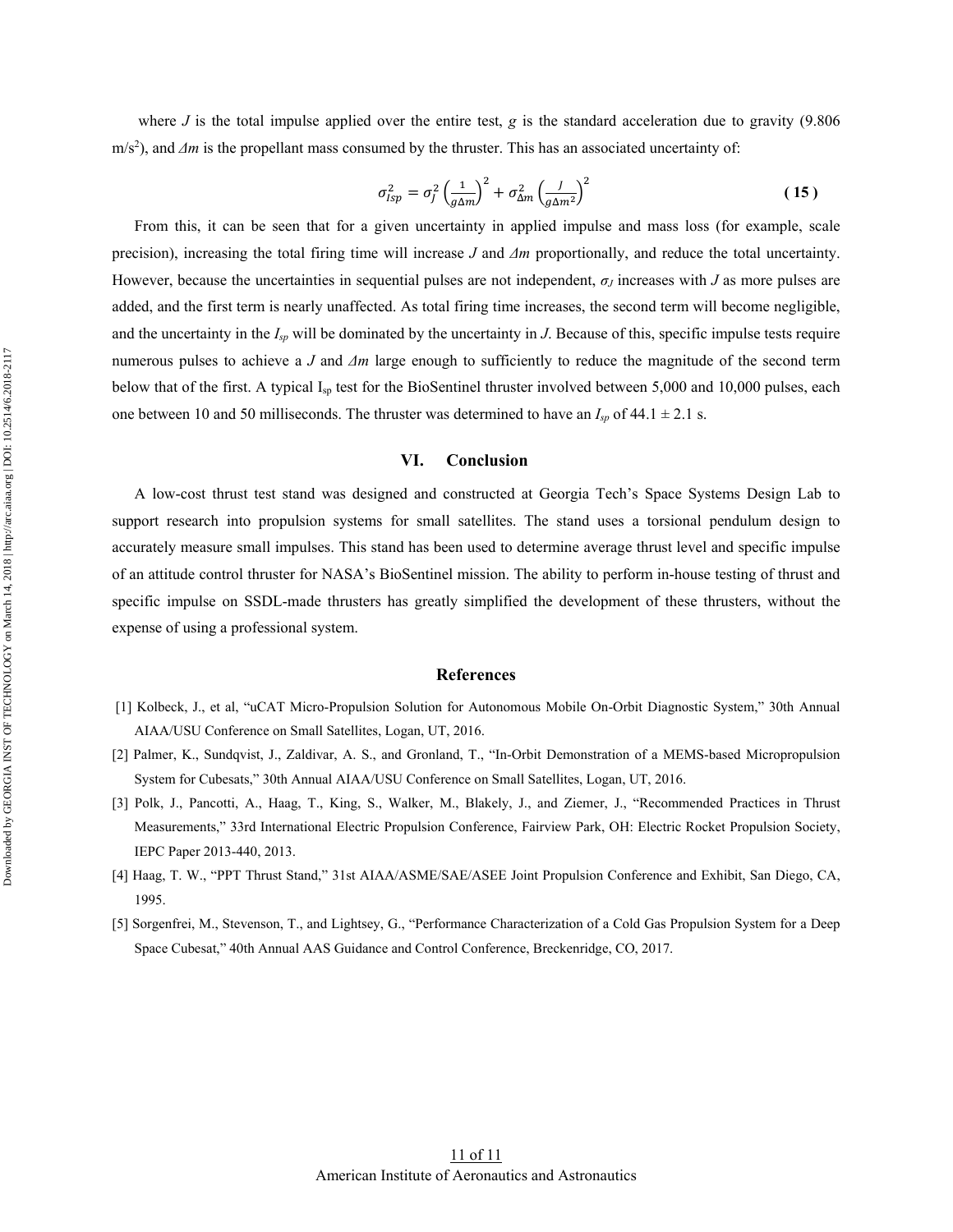where $J$ is the total impulse applied over the entire test, $g$ is the standard acceleration due to gravity (9.806 m/s$^2$), and $\Delta m$ is the propellant mass consumed by the thruster. This has an associated uncertainty of:

$$\sigma_{Isp}^2 = \sigma_J^2 \left(\frac{1}{g\Delta m}\right)^2 + \sigma_{\Delta m}^2 \left(\frac{J}{g\Delta m^2}\right)^2 \tag{15}$$

From this, it can be seen that for a given uncertainty in applied impulse and mass loss (for example, scale precision), increasing the total firing time will increase $J$ and $\Delta m$ proportionally, and reduce the total uncertainty. However, because the uncertainties in sequential pulses are not independent, $\sigma_J$ increases with $J$ as more pulses are added, and the first term is nearly unaffected. As total firing time increases, the second term will become negligible, and the uncertainty in the $I_{sp}$ will be dominated by the uncertainty in $J$. Because of this, specific impulse tests require numerous pulses to achieve a $J$ and $\Delta m$ large enough to sufficiently to reduce the magnitude of the second term below that of the first. A typical $I_{sp}$ test for the BioSentinel thruster involved between 5,000 and 10,000 pulses, each one between 10 and 50 milliseconds. The thruster was determined to have an $I_{sp}$ of 44.1 ± 2.1 s.

## VI. Conclusion

A low-cost thrust test stand was designed and constructed at Georgia Tech's Space Systems Design Lab to support research into propulsion systems for small satellites. The stand uses a torsional pendulum design to accurately measure small impulses. This stand has been used to determine average thrust level and specific impulse of an attitude control thruster for NASA's BioSentinel mission. The ability to perform in-house testing of thrust and specific impulse on SSDL-made thrusters has greatly simplified the development of these thrusters, without the expense of using a professional system.

## References

[1] Kolbeck, J., et al, "uCAT Micro-Propulsion Solution for Autonomous Mobile On-Orbit Diagnostic System," 30th Annual AIAA/USU Conference on Small Satellites, Logan, UT, 2016.

[2] Palmer, K., Sundqvist, J., Zaldivar, A. S., and Gronland, T., "In-Orbit Demonstration of a MEMS-based Micropropulsion System for Cubesats," 30th Annual AIAA/USU Conference on Small Satellites, Logan, UT, 2016.

[3] Polk, J., Pancotti, A., Haag, T., King, S., Walker, M., Blakely, J., and Ziemer, J., "Recommended Practices in Thrust Measurements," 33rd International Electric Propulsion Conference, Fairview Park, OH: Electric Rocket Propulsion Society, IEPC Paper 2013-440, 2013.

[4] Haag, T. W., "PPT Thrust Stand," 31st AIAA/ASME/SAE/ASEE Joint Propulsion Conference and Exhibit, San Diego, CA, 1995.

[5] Sorgenfrei, M., Stevenson, T., and Lightsey, G., "Performance Characterization of a Cold Gas Propulsion System for a Deep Space Cubesat," 40th Annual AAS Guidance and Control Conference, Breckenridge, CO, 2017.